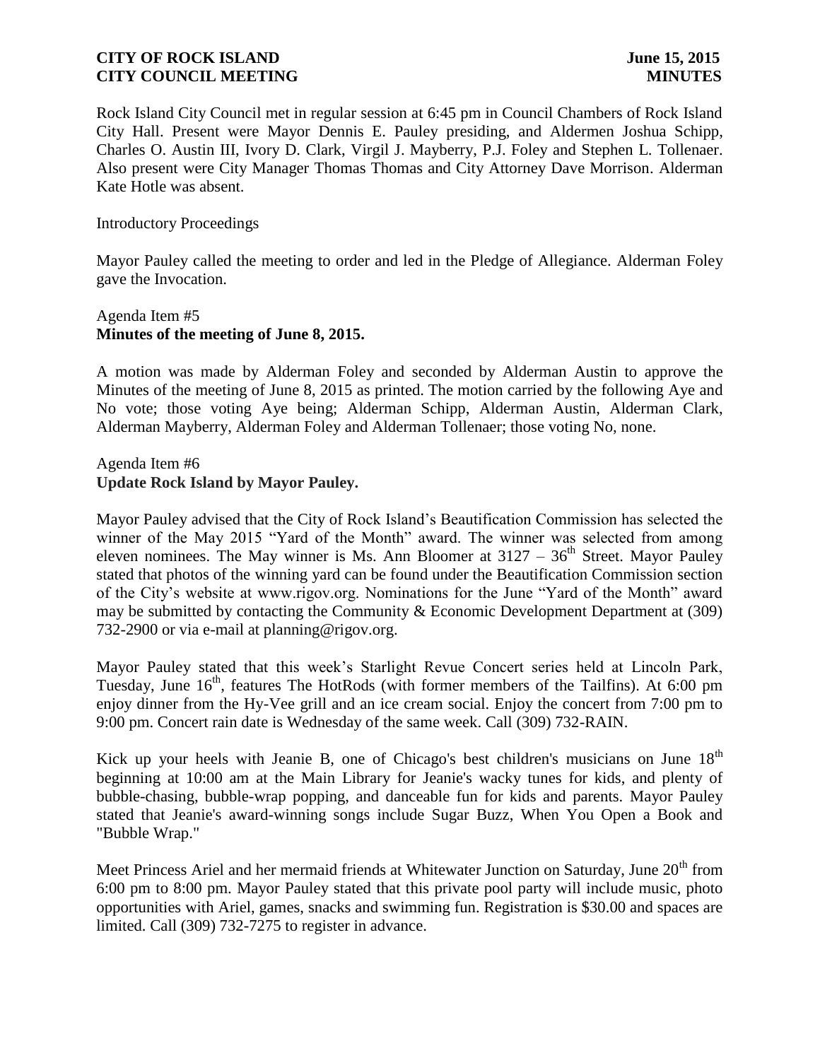Rock Island City Council met in regular session at 6:45 pm in Council Chambers of Rock Island City Hall. Present were Mayor Dennis E. Pauley presiding, and Aldermen Joshua Schipp, Charles O. Austin III, Ivory D. Clark, Virgil J. Mayberry, P.J. Foley and Stephen L. Tollenaer. Also present were City Manager Thomas Thomas and City Attorney Dave Morrison. Alderman Kate Hotle was absent.

Introductory Proceedings

Mayor Pauley called the meeting to order and led in the Pledge of Allegiance. Alderman Foley gave the Invocation.

Agenda Item #5
**Minutes of the meeting of June 8, 2015.**

A motion was made by Alderman Foley and seconded by Alderman Austin to approve the Minutes of the meeting of June 8, 2015 as printed. The motion carried by the following Aye and No vote; those voting Aye being; Alderman Schipp, Alderman Austin, Alderman Clark, Alderman Mayberry, Alderman Foley and Alderman Tollenaer; those voting No, none.

Agenda Item #6
**Update Rock Island by Mayor Pauley.**

Mayor Pauley advised that the City of Rock Island's Beautification Commission has selected the winner of the May 2015 "Yard of the Month" award. The winner was selected from among eleven nominees. The May winner is Ms. Ann Bloomer at 3127 – 36th Street. Mayor Pauley stated that photos of the winning yard can be found under the Beautification Commission section of the City's website at www.rigov.org. Nominations for the June "Yard of the Month" award may be submitted by contacting the Community & Economic Development Department at (309) 732-2900 or via e-mail at planning@rigov.org.

Mayor Pauley stated that this week's Starlight Revue Concert series held at Lincoln Park, Tuesday, June 16th, features The HotRods (with former members of the Tailfins). At 6:00 pm enjoy dinner from the Hy-Vee grill and an ice cream social. Enjoy the concert from 7:00 pm to 9:00 pm. Concert rain date is Wednesday of the same week. Call (309) 732-RAIN.

Kick up your heels with Jeanie B, one of Chicago's best children's musicians on June 18th beginning at 10:00 am at the Main Library for Jeanie's wacky tunes for kids, and plenty of bubble-chasing, bubble-wrap popping, and danceable fun for kids and parents. Mayor Pauley stated that Jeanie's award-winning songs include Sugar Buzz, When You Open a Book and "Bubble Wrap."

Meet Princess Ariel and her mermaid friends at Whitewater Junction on Saturday, June 20th from 6:00 pm to 8:00 pm. Mayor Pauley stated that this private pool party will include music, photo opportunities with Ariel, games, snacks and swimming fun. Registration is $30.00 and spaces are limited. Call (309) 732-7275 to register in advance.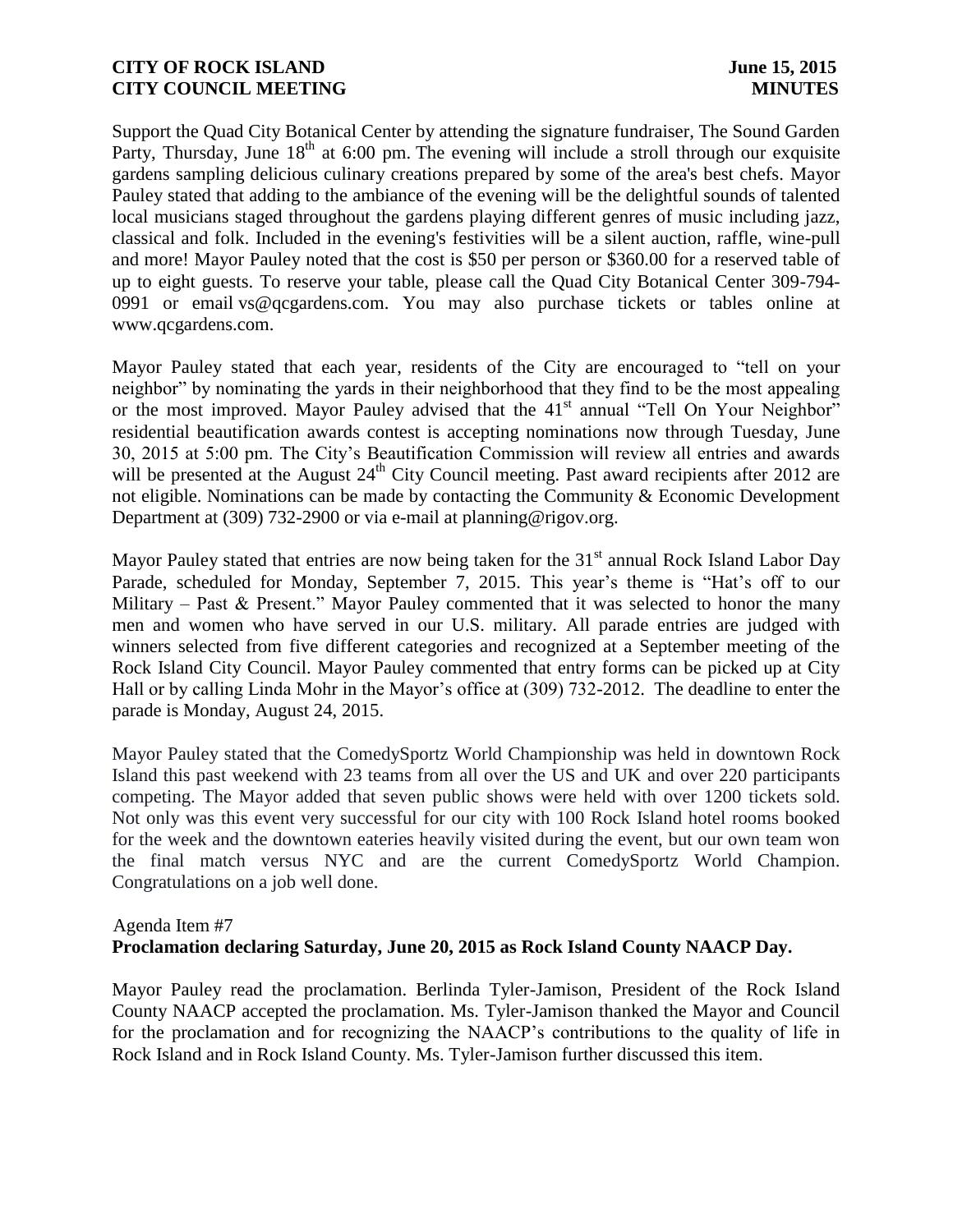Support the Quad City Botanical Center by attending the signature fundraiser, The Sound Garden Party, Thursday, June 18th at 6:00 pm. The evening will include a stroll through our exquisite gardens sampling delicious culinary creations prepared by some of the area's best chefs. Mayor Pauley stated that adding to the ambiance of the evening will be the delightful sounds of talented local musicians staged throughout the gardens playing different genres of music including jazz, classical and folk. Included in the evening's festivities will be a silent auction, raffle, wine-pull and more! Mayor Pauley noted that the cost is $50 per person or $360.00 for a reserved table of up to eight guests. To reserve your table, please call the Quad City Botanical Center 309-794-0991 or email vs@qcgardens.com. You may also purchase tickets or tables online at www.qcgardens.com.

Mayor Pauley stated that each year, residents of the City are encouraged to "tell on your neighbor" by nominating the yards in their neighborhood that they find to be the most appealing or the most improved. Mayor Pauley advised that the 41st annual "Tell On Your Neighbor" residential beautification awards contest is accepting nominations now through Tuesday, June 30, 2015 at 5:00 pm. The City's Beautification Commission will review all entries and awards will be presented at the August 24th City Council meeting. Past award recipients after 2012 are not eligible. Nominations can be made by contacting the Community & Economic Development Department at (309) 732-2900 or via e-mail at planning@rigov.org.

Mayor Pauley stated that entries are now being taken for the 31st annual Rock Island Labor Day Parade, scheduled for Monday, September 7, 2015. This year's theme is "Hat's off to our Military – Past & Present." Mayor Pauley commented that it was selected to honor the many men and women who have served in our U.S. military. All parade entries are judged with winners selected from five different categories and recognized at a September meeting of the Rock Island City Council. Mayor Pauley commented that entry forms can be picked up at City Hall or by calling Linda Mohr in the Mayor's office at (309) 732-2012. The deadline to enter the parade is Monday, August 24, 2015.

Mayor Pauley stated that the ComedySportz World Championship was held in downtown Rock Island this past weekend with 23 teams from all over the US and UK and over 220 participants competing. The Mayor added that seven public shows were held with over 1200 tickets sold. Not only was this event very successful for our city with 100 Rock Island hotel rooms booked for the week and the downtown eateries heavily visited during the event, but our own team won the final match versus NYC and are the current ComedySportz World Champion. Congratulations on a job well done.

Agenda Item #7
**Proclamation declaring Saturday, June 20, 2015 as Rock Island County NAACP Day.**

Mayor Pauley read the proclamation. Berlinda Tyler-Jamison, President of the Rock Island County NAACP accepted the proclamation. Ms. Tyler-Jamison thanked the Mayor and Council for the proclamation and for recognizing the NAACP's contributions to the quality of life in Rock Island and in Rock Island County. Ms. Tyler-Jamison further discussed this item.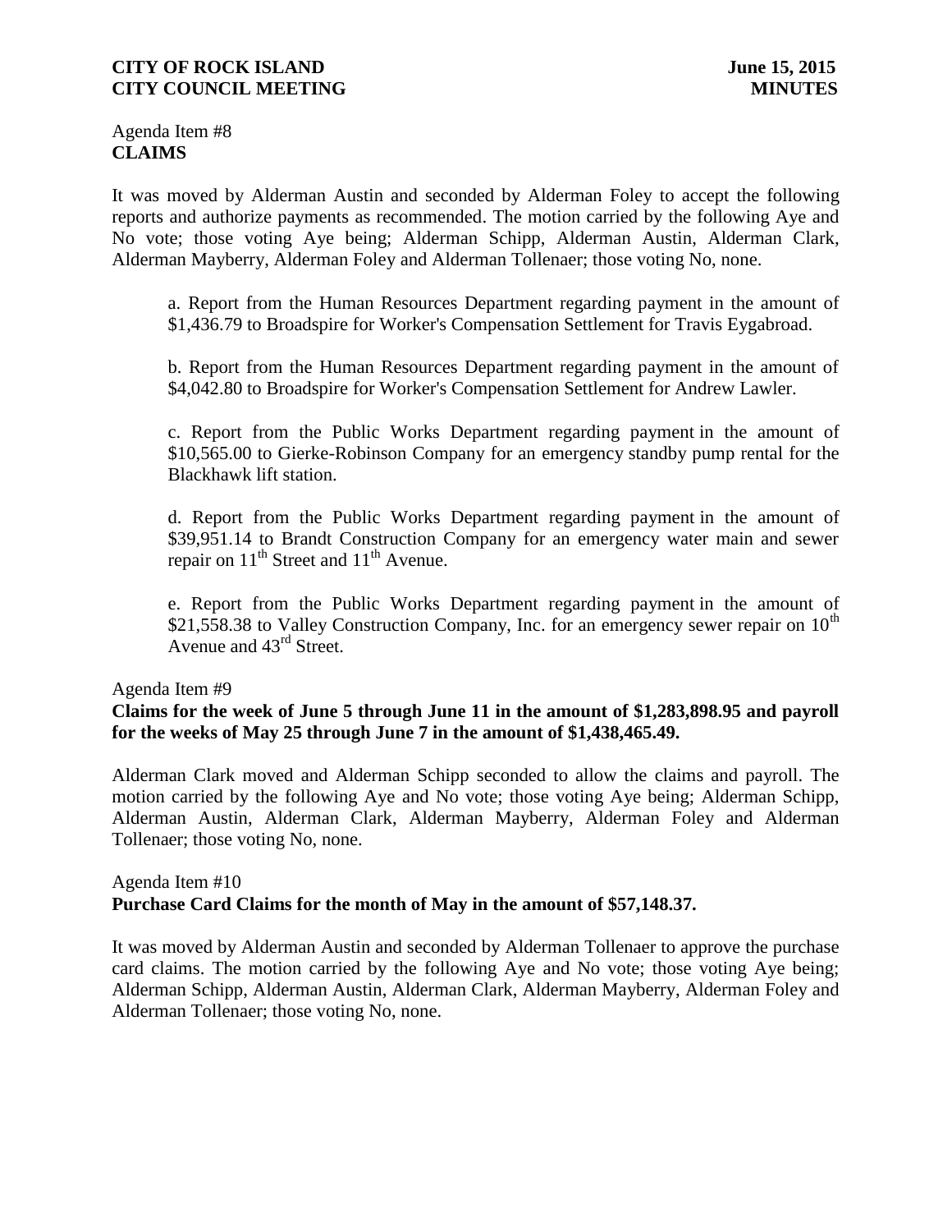Agenda Item #8
**CLAIMS**

It was moved by Alderman Austin and seconded by Alderman Foley to accept the following reports and authorize payments as recommended. The motion carried by the following Aye and No vote; those voting Aye being; Alderman Schipp, Alderman Austin, Alderman Clark, Alderman Mayberry, Alderman Foley and Alderman Tollenaer; those voting No, none.

a. Report from the Human Resources Department regarding payment in the amount of $1,436.79 to Broadspire for Worker's Compensation Settlement for Travis Eygabroad.

b. Report from the Human Resources Department regarding payment in the amount of $4,042.80 to Broadspire for Worker's Compensation Settlement for Andrew Lawler.

c. Report from the Public Works Department regarding payment in the amount of $10,565.00 to Gierke-Robinson Company for an emergency standby pump rental for the Blackhawk lift station.

d. Report from the Public Works Department regarding payment in the amount of $39,951.14 to Brandt Construction Company for an emergency water main and sewer repair on 11th Street and 11th Avenue.

e. Report from the Public Works Department regarding payment in the amount of $21,558.38 to Valley Construction Company, Inc. for an emergency sewer repair on 10th Avenue and 43rd Street.

Agenda Item #9
**Claims for the week of June 5 through June 11 in the amount of $1,283,898.95 and payroll for the weeks of May 25 through June 7 in the amount of $1,438,465.49.**

Alderman Clark moved and Alderman Schipp seconded to allow the claims and payroll. The motion carried by the following Aye and No vote; those voting Aye being; Alderman Schipp, Alderman Austin, Alderman Clark, Alderman Mayberry, Alderman Foley and Alderman Tollenaer; those voting No, none.

Agenda Item #10
**Purchase Card Claims for the month of May in the amount of $57,148.37.**

It was moved by Alderman Austin and seconded by Alderman Tollenaer to approve the purchase card claims. The motion carried by the following Aye and No vote; those voting Aye being; Alderman Schipp, Alderman Austin, Alderman Clark, Alderman Mayberry, Alderman Foley and Alderman Tollenaer; those voting No, none.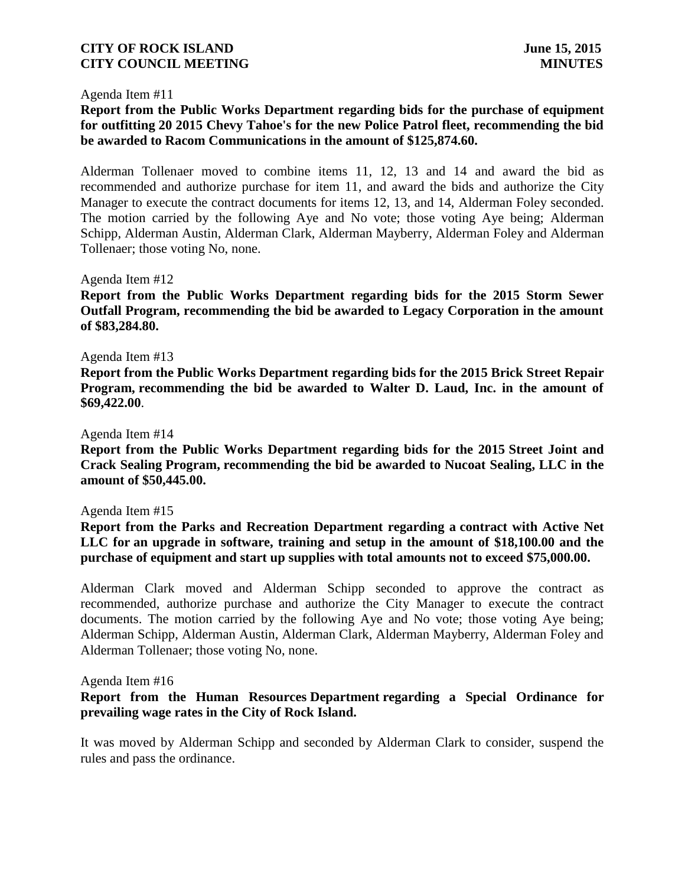Agenda Item #11

**Report from the Public Works Department regarding bids for the purchase of equipment for outfitting 20 2015 Chevy Tahoe's for the new Police Patrol fleet, recommending the bid be awarded to Racom Communications in the amount of $125,874.60.**

Alderman Tollenaer moved to combine items 11, 12, 13 and 14 and award the bid as recommended and authorize purchase for item 11, and award the bids and authorize the City Manager to execute the contract documents for items 12, 13, and 14, Alderman Foley seconded. The motion carried by the following Aye and No vote; those voting Aye being; Alderman Schipp, Alderman Austin, Alderman Clark, Alderman Mayberry, Alderman Foley and Alderman Tollenaer; those voting No, none.

Agenda Item #12

**Report from the Public Works Department regarding bids for the 2015 Storm Sewer Outfall Program, recommending the bid be awarded to Legacy Corporation in the amount of $83,284.80.**

Agenda Item #13

**Report from the Public Works Department regarding bids for the 2015 Brick Street Repair Program, recommending the bid be awarded to Walter D. Laud, Inc. in the amount of $69,422.00**.

Agenda Item #14

**Report from the Public Works Department regarding bids for the 2015 Street Joint and Crack Sealing Program, recommending the bid be awarded to Nucoat Sealing, LLC in the amount of $50,445.00.**

Agenda Item #15

**Report from the Parks and Recreation Department regarding a contract with Active Net LLC for an upgrade in software, training and setup in the amount of $18,100.00 and the purchase of equipment and start up supplies with total amounts not to exceed $75,000.00.**

Alderman Clark moved and Alderman Schipp seconded to approve the contract as recommended, authorize purchase and authorize the City Manager to execute the contract documents. The motion carried by the following Aye and No vote; those voting Aye being; Alderman Schipp, Alderman Austin, Alderman Clark, Alderman Mayberry, Alderman Foley and Alderman Tollenaer; those voting No, none.

Agenda Item #16

**Report from the Human Resources Department regarding a Special Ordinance for prevailing wage rates in the City of Rock Island.**

It was moved by Alderman Schipp and seconded by Alderman Clark to consider, suspend the rules and pass the ordinance.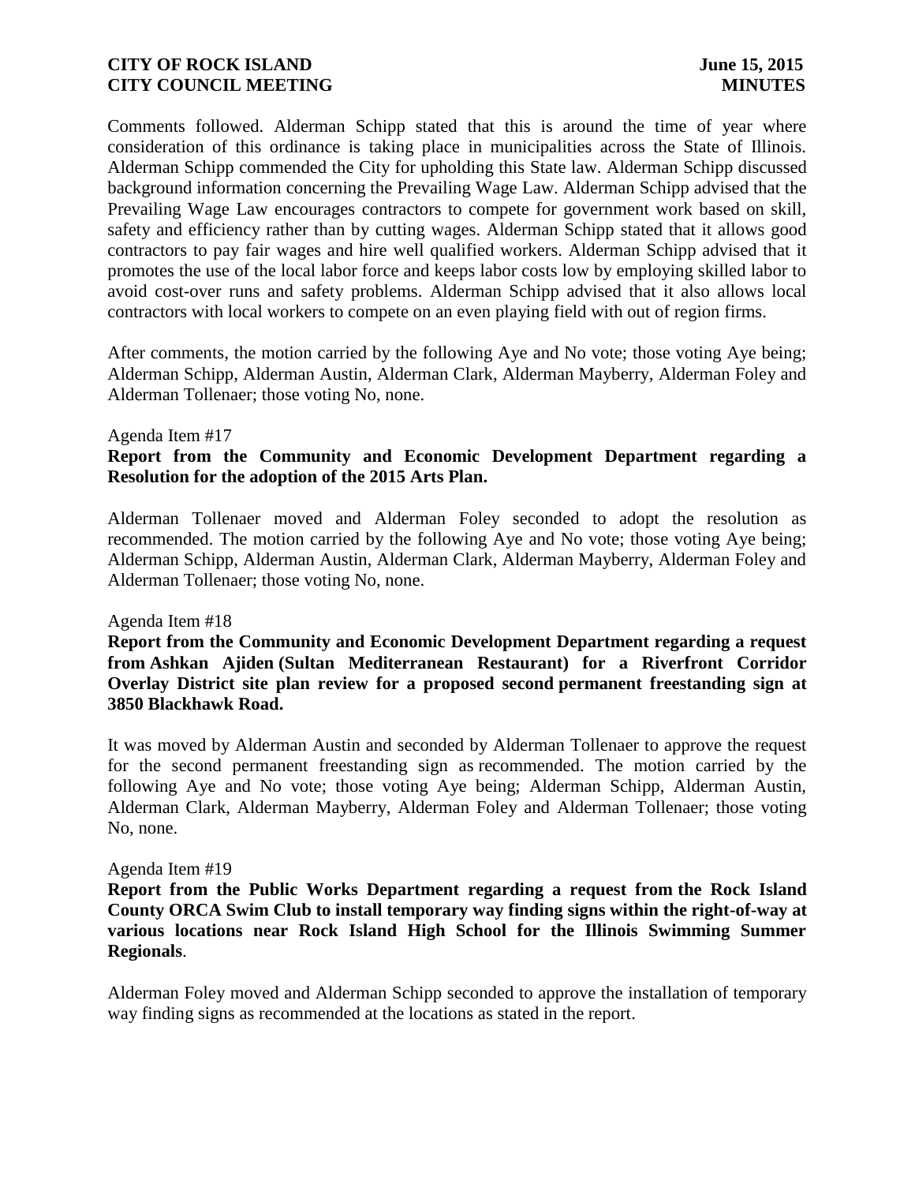Comments followed. Alderman Schipp stated that this is around the time of year where consideration of this ordinance is taking place in municipalities across the State of Illinois. Alderman Schipp commended the City for upholding this State law. Alderman Schipp discussed background information concerning the Prevailing Wage Law. Alderman Schipp advised that the Prevailing Wage Law encourages contractors to compete for government work based on skill, safety and efficiency rather than by cutting wages. Alderman Schipp stated that it allows good contractors to pay fair wages and hire well qualified workers. Alderman Schipp advised that it promotes the use of the local labor force and keeps labor costs low by employing skilled labor to avoid cost-over runs and safety problems. Alderman Schipp advised that it also allows local contractors with local workers to compete on an even playing field with out of region firms.

After comments, the motion carried by the following Aye and No vote; those voting Aye being; Alderman Schipp, Alderman Austin, Alderman Clark, Alderman Mayberry, Alderman Foley and Alderman Tollenaer; those voting No, none.

Agenda Item #17

**Report from the Community and Economic Development Department regarding a Resolution for the adoption of the 2015 Arts Plan.**

Alderman Tollenaer moved and Alderman Foley seconded to adopt the resolution as recommended. The motion carried by the following Aye and No vote; those voting Aye being; Alderman Schipp, Alderman Austin, Alderman Clark, Alderman Mayberry, Alderman Foley and Alderman Tollenaer; those voting No, none.

Agenda Item #18

**Report from the Community and Economic Development Department regarding a request from Ashkan Ajiden (Sultan Mediterranean Restaurant) for a Riverfront Corridor Overlay District site plan review for a proposed second permanent freestanding sign at 3850 Blackhawk Road.**

It was moved by Alderman Austin and seconded by Alderman Tollenaer to approve the request for the second permanent freestanding sign as recommended. The motion carried by the following Aye and No vote; those voting Aye being; Alderman Schipp, Alderman Austin, Alderman Clark, Alderman Mayberry, Alderman Foley and Alderman Tollenaer; those voting No, none.

Agenda Item #19

**Report from the Public Works Department regarding a request from the Rock Island County ORCA Swim Club to install temporary way finding signs within the right-of-way at various locations near Rock Island High School for the Illinois Swimming Summer Regionals**.

Alderman Foley moved and Alderman Schipp seconded to approve the installation of temporary way finding signs as recommended at the locations as stated in the report.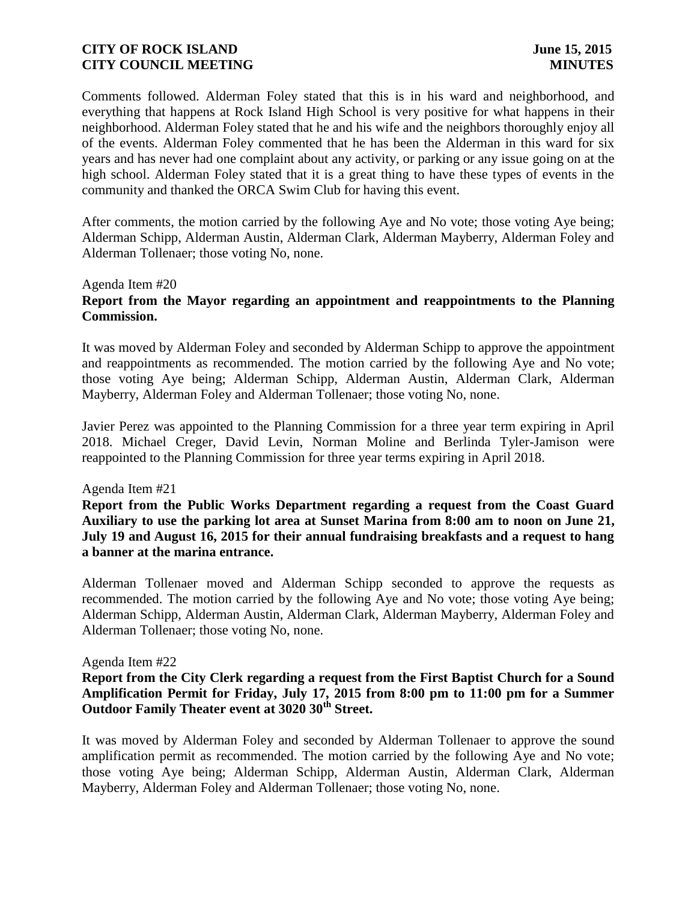Comments followed. Alderman Foley stated that this is in his ward and neighborhood, and everything that happens at Rock Island High School is very positive for what happens in their neighborhood. Alderman Foley stated that he and his wife and the neighbors thoroughly enjoy all of the events. Alderman Foley commented that he has been the Alderman in this ward for six years and has never had one complaint about any activity, or parking or any issue going on at the high school. Alderman Foley stated that it is a great thing to have these types of events in the community and thanked the ORCA Swim Club for having this event.

After comments, the motion carried by the following Aye and No vote; those voting Aye being; Alderman Schipp, Alderman Austin, Alderman Clark, Alderman Mayberry, Alderman Foley and Alderman Tollenaer; those voting No, none.

Agenda Item #20

**Report from the Mayor regarding an appointment and reappointments to the Planning Commission.**

It was moved by Alderman Foley and seconded by Alderman Schipp to approve the appointment and reappointments as recommended. The motion carried by the following Aye and No vote; those voting Aye being; Alderman Schipp, Alderman Austin, Alderman Clark, Alderman Mayberry, Alderman Foley and Alderman Tollenaer; those voting No, none.

Javier Perez was appointed to the Planning Commission for a three year term expiring in April 2018. Michael Creger, David Levin, Norman Moline and Berlinda Tyler-Jamison were reappointed to the Planning Commission for three year terms expiring in April 2018.

Agenda Item #21

**Report from the Public Works Department regarding a request from the Coast Guard Auxiliary to use the parking lot area at Sunset Marina from 8:00 am to noon on June 21, July 19 and August 16, 2015 for their annual fundraising breakfasts and a request to hang a banner at the marina entrance.**

Alderman Tollenaer moved and Alderman Schipp seconded to approve the requests as recommended. The motion carried by the following Aye and No vote; those voting Aye being; Alderman Schipp, Alderman Austin, Alderman Clark, Alderman Mayberry, Alderman Foley and Alderman Tollenaer; those voting No, none.

Agenda Item #22

**Report from the City Clerk regarding a request from the First Baptist Church for a Sound Amplification Permit for Friday, July 17, 2015 from 8:00 pm to 11:00 pm for a Summer Outdoor Family Theater event at 3020 30th Street.**

It was moved by Alderman Foley and seconded by Alderman Tollenaer to approve the sound amplification permit as recommended. The motion carried by the following Aye and No vote; those voting Aye being; Alderman Schipp, Alderman Austin, Alderman Clark, Alderman Mayberry, Alderman Foley and Alderman Tollenaer; those voting No, none.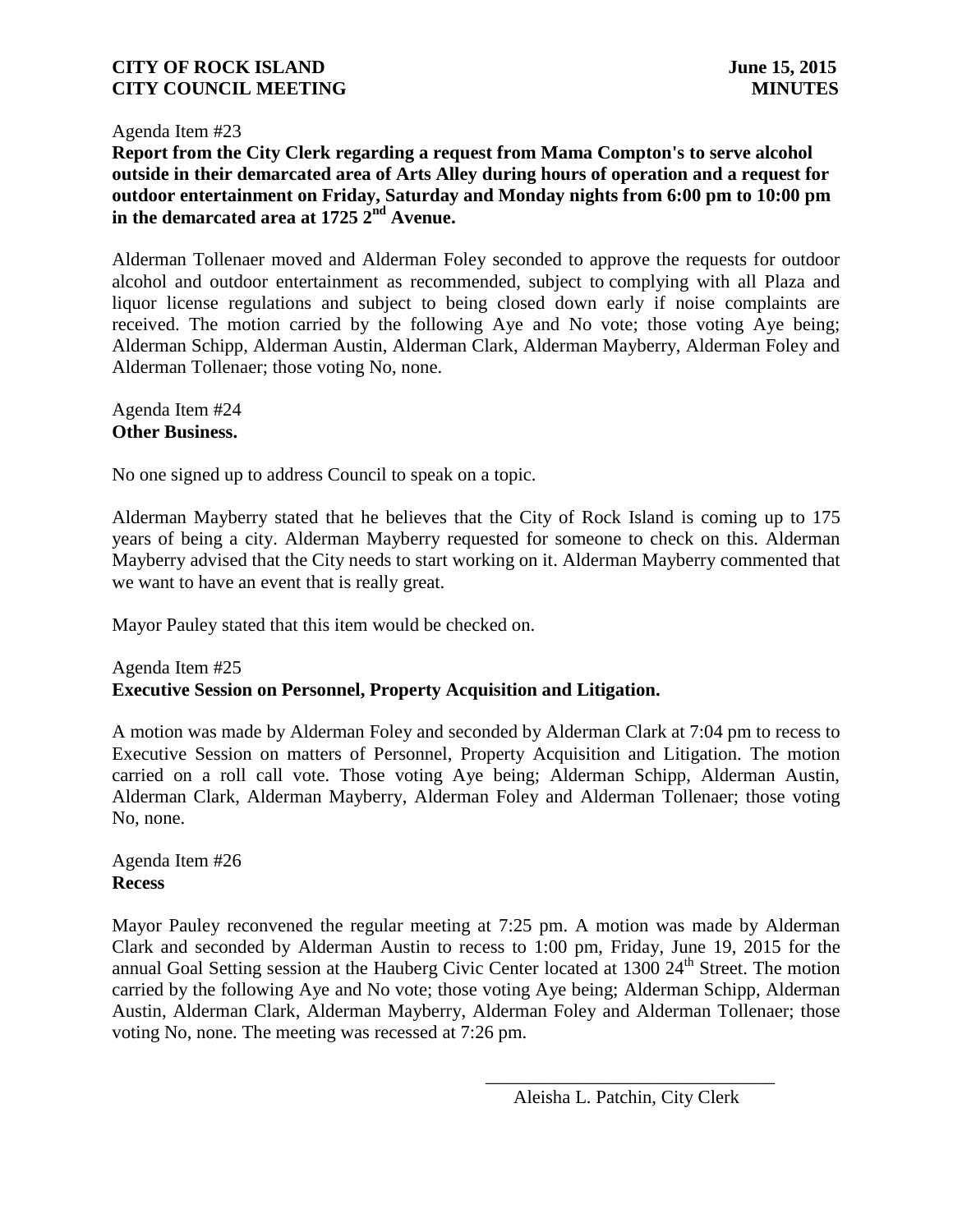Agenda Item #23

**Report from the City Clerk regarding a request from Mama Compton's to serve alcohol outside in their demarcated area of Arts Alley during hours of operation and a request for outdoor entertainment on Friday, Saturday and Monday nights from 6:00 pm to 10:00 pm in the demarcated area at 1725 2nd Avenue.**

Alderman Tollenaer moved and Alderman Foley seconded to approve the requests for outdoor alcohol and outdoor entertainment as recommended, subject to complying with all Plaza and liquor license regulations and subject to being closed down early if noise complaints are received. The motion carried by the following Aye and No vote; those voting Aye being; Alderman Schipp, Alderman Austin, Alderman Clark, Alderman Mayberry, Alderman Foley and Alderman Tollenaer; those voting No, none.

Agenda Item #24

**Other Business.**

No one signed up to address Council to speak on a topic.

Alderman Mayberry stated that he believes that the City of Rock Island is coming up to 175 years of being a city. Alderman Mayberry requested for someone to check on this. Alderman Mayberry advised that the City needs to start working on it. Alderman Mayberry commented that we want to have an event that is really great.

Mayor Pauley stated that this item would be checked on.

Agenda Item #25

**Executive Session on Personnel, Property Acquisition and Litigation.**

A motion was made by Alderman Foley and seconded by Alderman Clark at 7:04 pm to recess to Executive Session on matters of Personnel, Property Acquisition and Litigation. The motion carried on a roll call vote. Those voting Aye being; Alderman Schipp, Alderman Austin, Alderman Clark, Alderman Mayberry, Alderman Foley and Alderman Tollenaer; those voting No, none.

Agenda Item #26

**Recess**

Mayor Pauley reconvened the regular meeting at 7:25 pm. A motion was made by Alderman Clark and seconded by Alderman Austin to recess to 1:00 pm, Friday, June 19, 2015 for the annual Goal Setting session at the Hauberg Civic Center located at 1300 24th Street. The motion carried by the following Aye and No vote; those voting Aye being; Alderman Schipp, Alderman Austin, Alderman Clark, Alderman Mayberry, Alderman Foley and Alderman Tollenaer; those voting No, none. The meeting was recessed at 7:26 pm.

\_\_\_\_\_\_\_\_\_\_\_\_\_\_\_\_\_\_\_\_\_\_\_\_\_\_\_\_\_\_\_\_

Aleisha L. Patchin, City Clerk